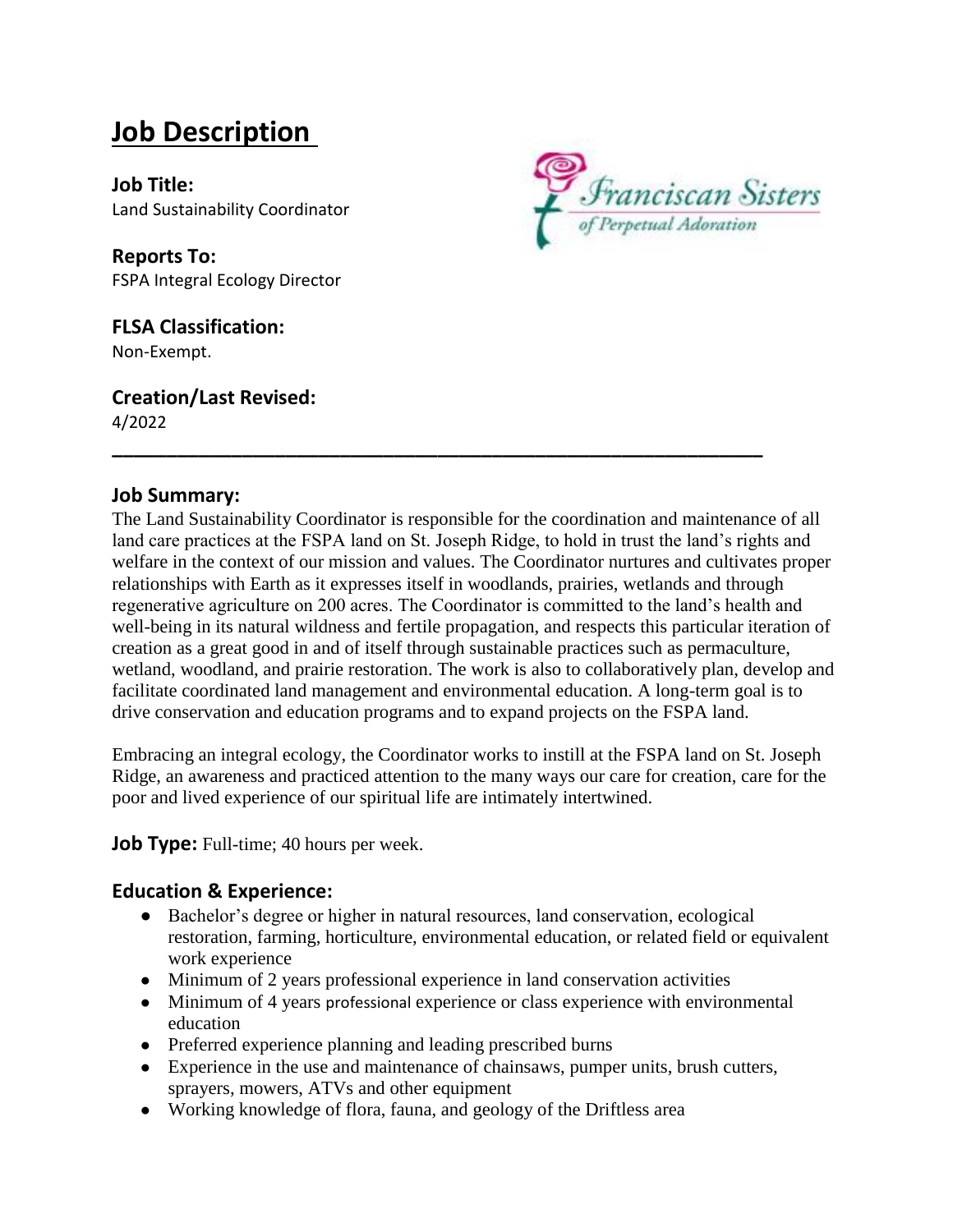# Job Description

**Job Title:**
Land Sustainability Coordinator

**Reports To:**
FSPA Integral Ecology Director

**FLSA Classification:**
Non-Exempt.

**Creation/Last Revised:**
4/2022

---

## Job Summary:

The Land Sustainability Coordinator is responsible for the coordination and maintenance of all land care practices at the FSPA land on St. Joseph Ridge, to hold in trust the land's rights and welfare in the context of our mission and values. The Coordinator nurtures and cultivates proper relationships with Earth as it expresses itself in woodlands, prairies, wetlands and through regenerative agriculture on 200 acres. The Coordinator is committed to the land's health and well-being in its natural wildness and fertile propagation, and respects this particular iteration of creation as a great good in and of itself through sustainable practices such as permaculture, wetland, woodland, and prairie restoration. The work is also to collaboratively plan, develop and facilitate coordinated land management and environmental education. A long-term goal is to drive conservation and education programs and to expand projects on the FSPA land.

Embracing an integral ecology, the Coordinator works to instill at the FSPA land on St. Joseph Ridge, an awareness and practiced attention to the many ways our care for creation, care for the poor and lived experience of our spiritual life are intimately intertwined.

**Job Type:** Full-time; 40 hours per week.

## Education & Experience:

- Bachelor's degree or higher in natural resources, land conservation, ecological restoration, farming, horticulture, environmental education, or related field or equivalent work experience
- Minimum of 2 years professional experience in land conservation activities
- Minimum of 4 years professional experience or class experience with environmental education
- Preferred experience planning and leading prescribed burns
- Experience in the use and maintenance of chainsaws, pumper units, brush cutters, sprayers, mowers, ATVs and other equipment
- Working knowledge of flora, fauna, and geology of the Driftless area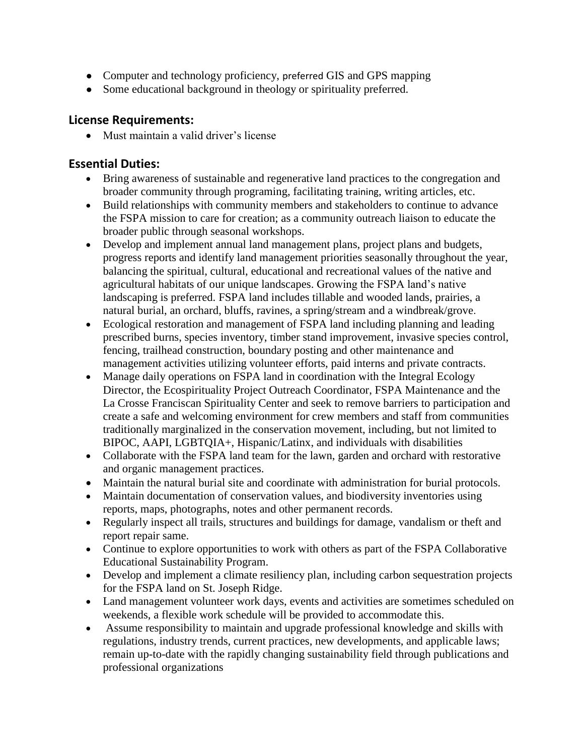- Computer and technology proficiency, preferred GIS and GPS mapping
- Some educational background in theology or spirituality preferred.

## License Requirements:

- Must maintain a valid driver's license

## Essential Duties:

- Bring awareness of sustainable and regenerative land practices to the congregation and broader community through programing, facilitating training, writing articles, etc.
- Build relationships with community members and stakeholders to continue to advance the FSPA mission to care for creation; as a community outreach liaison to educate the broader public through seasonal workshops.
- Develop and implement annual land management plans, project plans and budgets, progress reports and identify land management priorities seasonally throughout the year, balancing the spiritual, cultural, educational and recreational values of the native and agricultural habitats of our unique landscapes. Growing the FSPA land's native landscaping is preferred. FSPA land includes tillable and wooded lands, prairies, a natural burial, an orchard, bluffs, ravines, a spring/stream and a windbreak/grove.
- Ecological restoration and management of FSPA land including planning and leading prescribed burns, species inventory, timber stand improvement, invasive species control, fencing, trailhead construction, boundary posting and other maintenance and management activities utilizing volunteer efforts, paid interns and private contracts.
- Manage daily operations on FSPA land in coordination with the Integral Ecology Director, the Ecospirituality Project Outreach Coordinator, FSPA Maintenance and the La Crosse Franciscan Spirituality Center and seek to remove barriers to participation and create a safe and welcoming environment for crew members and staff from communities traditionally marginalized in the conservation movement, including, but not limited to BIPOC, AAPI, LGBTQIA+, Hispanic/Latinx, and individuals with disabilities
- Collaborate with the FSPA land team for the lawn, garden and orchard with restorative and organic management practices.
- Maintain the natural burial site and coordinate with administration for burial protocols.
- Maintain documentation of conservation values, and biodiversity inventories using reports, maps, photographs, notes and other permanent records.
- Regularly inspect all trails, structures and buildings for damage, vandalism or theft and report repair same.
- Continue to explore opportunities to work with others as part of the FSPA Collaborative Educational Sustainability Program.
- Develop and implement a climate resiliency plan, including carbon sequestration projects for the FSPA land on St. Joseph Ridge.
- Land management volunteer work days, events and activities are sometimes scheduled on weekends, a flexible work schedule will be provided to accommodate this.
- Assume responsibility to maintain and upgrade professional knowledge and skills with regulations, industry trends, current practices, new developments, and applicable laws; remain up-to-date with the rapidly changing sustainability field through publications and professional organizations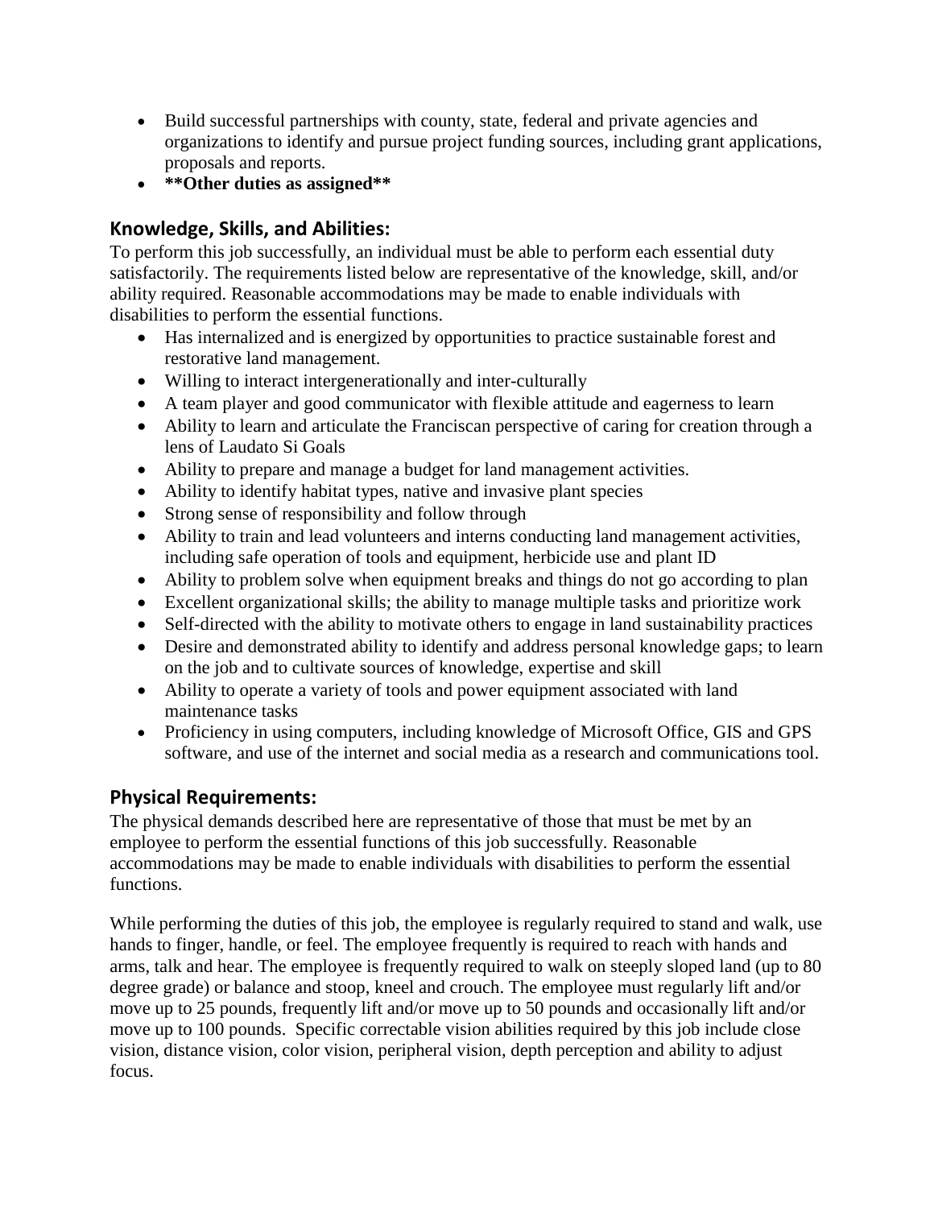- Build successful partnerships with county, state, federal and private agencies and organizations to identify and pursue project funding sources, including grant applications, proposals and reports.
- **Other duties as assigned**

## Knowledge, Skills, and Abilities:

To perform this job successfully, an individual must be able to perform each essential duty satisfactorily. The requirements listed below are representative of the knowledge, skill, and/or ability required. Reasonable accommodations may be made to enable individuals with disabilities to perform the essential functions.

- Has internalized and is energized by opportunities to practice sustainable forest and restorative land management.
- Willing to interact intergenerationally and inter-culturally
- A team player and good communicator with flexible attitude and eagerness to learn
- Ability to learn and articulate the Franciscan perspective of caring for creation through a lens of Laudato Si Goals
- Ability to prepare and manage a budget for land management activities.
- Ability to identify habitat types, native and invasive plant species
- Strong sense of responsibility and follow through
- Ability to train and lead volunteers and interns conducting land management activities, including safe operation of tools and equipment, herbicide use and plant ID
- Ability to problem solve when equipment breaks and things do not go according to plan
- Excellent organizational skills; the ability to manage multiple tasks and prioritize work
- Self-directed with the ability to motivate others to engage in land sustainability practices
- Desire and demonstrated ability to identify and address personal knowledge gaps; to learn on the job and to cultivate sources of knowledge, expertise and skill
- Ability to operate a variety of tools and power equipment associated with land maintenance tasks
- Proficiency in using computers, including knowledge of Microsoft Office, GIS and GPS software, and use of the internet and social media as a research and communications tool.

## Physical Requirements:

The physical demands described here are representative of those that must be met by an employee to perform the essential functions of this job successfully. Reasonable accommodations may be made to enable individuals with disabilities to perform the essential functions.

While performing the duties of this job, the employee is regularly required to stand and walk, use hands to finger, handle, or feel. The employee frequently is required to reach with hands and arms, talk and hear. The employee is frequently required to walk on steeply sloped land (up to 80 degree grade) or balance and stoop, kneel and crouch. The employee must regularly lift and/or move up to 25 pounds, frequently lift and/or move up to 50 pounds and occasionally lift and/or move up to 100 pounds. Specific correctable vision abilities required by this job include close vision, distance vision, color vision, peripheral vision, depth perception and ability to adjust focus.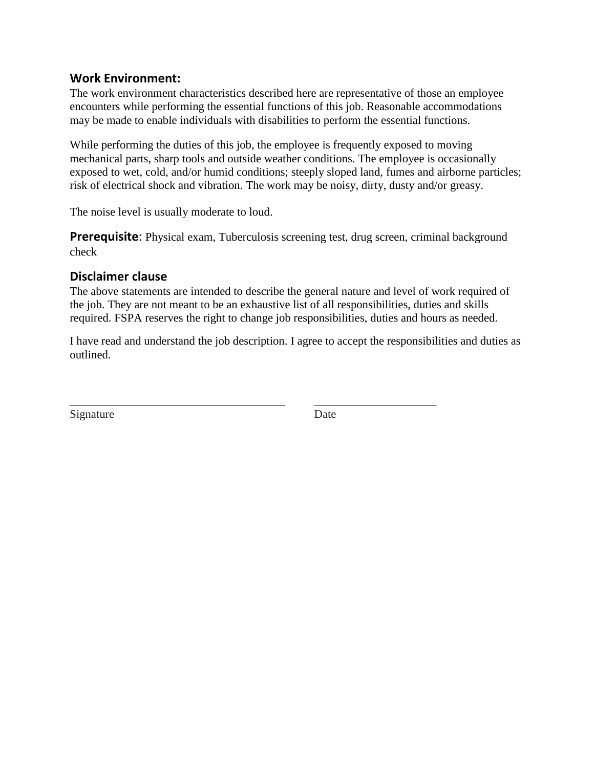## Work Environment:

The work environment characteristics described here are representative of those an employee encounters while performing the essential functions of this job. Reasonable accommodations may be made to enable individuals with disabilities to perform the essential functions.

While performing the duties of this job, the employee is frequently exposed to moving mechanical parts, sharp tools and outside weather conditions. The employee is occasionally exposed to wet, cold, and/or humid conditions; steeply sloped land, fumes and airborne particles; risk of electrical shock and vibration. The work may be noisy, dirty, dusty and/or greasy.

The noise level is usually moderate to loud.

**Prerequisite**: Physical exam, Tuberculosis screening test, drug screen, criminal background check

## Disclaimer clause

The above statements are intended to describe the general nature and level of work required of the job. They are not meant to be an exhaustive list of all responsibilities, duties and skills required. FSPA reserves the right to change job responsibilities, duties and hours as needed.

I have read and understand the job description. I agree to accept the responsibilities and duties as outlined.

______________________________________ _____________________

Signature Date